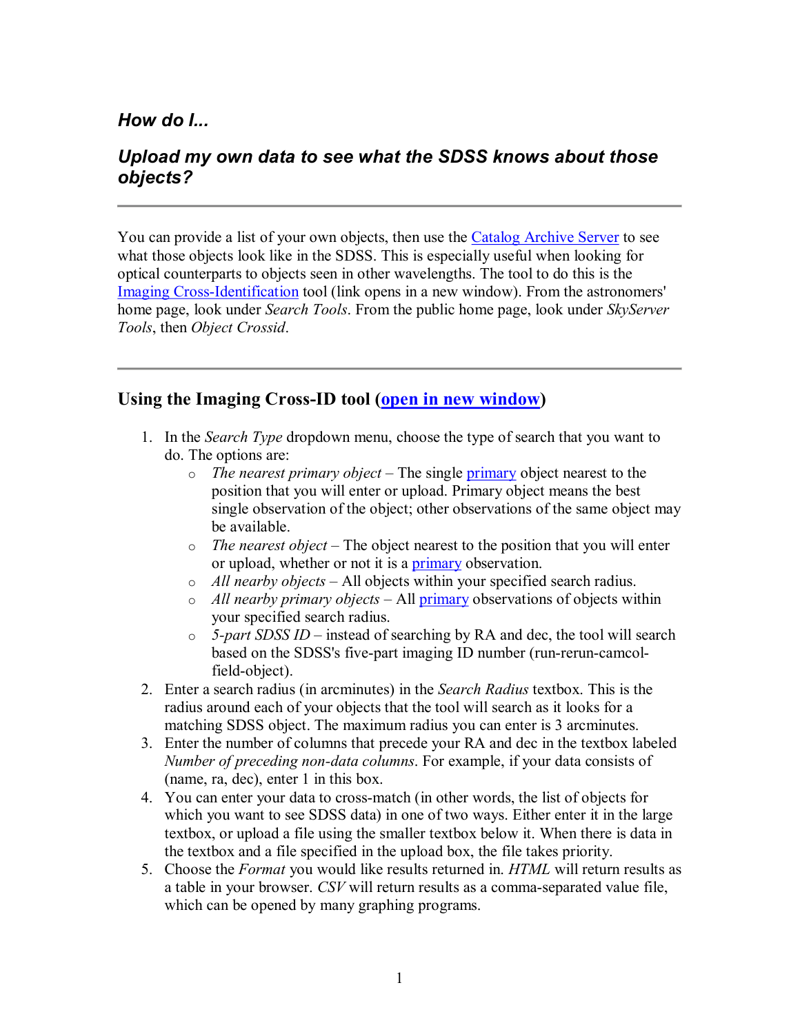## *How do I...*

## *Upload my own data to see what the SDSS knows about those objects?*

---

You can provide a list of your own objects, then use the Catalog Archive Server to see what those objects look like in the SDSS. This is especially useful when looking for optical counterparts to objects seen in other wavelengths. The tool to do this is the Imaging Cross-Identification tool (link opens in a new window). From the astronomers' home page, look under *Search Tools*. From the public home page, look under *SkyServer Tools*, then *Object Crossid*.

---

### Using the Imaging Cross-ID tool (open in new window)

1. In the *Search Type* dropdown menu, choose the type of search that you want to do. The options are:
   - *The nearest primary object* – The single primary object nearest to the position that you will enter or upload. Primary object means the best single observation of the object; other observations of the same object may be available.
   - *The nearest object* – The object nearest to the position that you will enter or upload, whether or not it is a primary observation.
   - *All nearby objects* – All objects within your specified search radius.
   - *All nearby primary objects* – All primary observations of objects within your specified search radius.
   - *5-part SDSS ID* – instead of searching by RA and dec, the tool will search based on the SDSS's five-part imaging ID number (run-rerun-camcol-field-object).
2. Enter a search radius (in arcminutes) in the *Search Radius* textbox. This is the radius around each of your objects that the tool will search as it looks for a matching SDSS object. The maximum radius you can enter is 3 arcminutes.
3. Enter the number of columns that precede your RA and dec in the textbox labeled *Number of preceding non-data columns*. For example, if your data consists of (name, ra, dec), enter 1 in this box.
4. You can enter your data to cross-match (in other words, the list of objects for which you want to see SDSS data) in one of two ways. Either enter it in the large textbox, or upload a file using the smaller textbox below it. When there is data in the textbox and a file specified in the upload box, the file takes priority.
5. Choose the *Format* you would like results returned in. *HTML* will return results as a table in your browser. *CSV* will return results as a comma-separated value file, which can be opened by many graphing programs.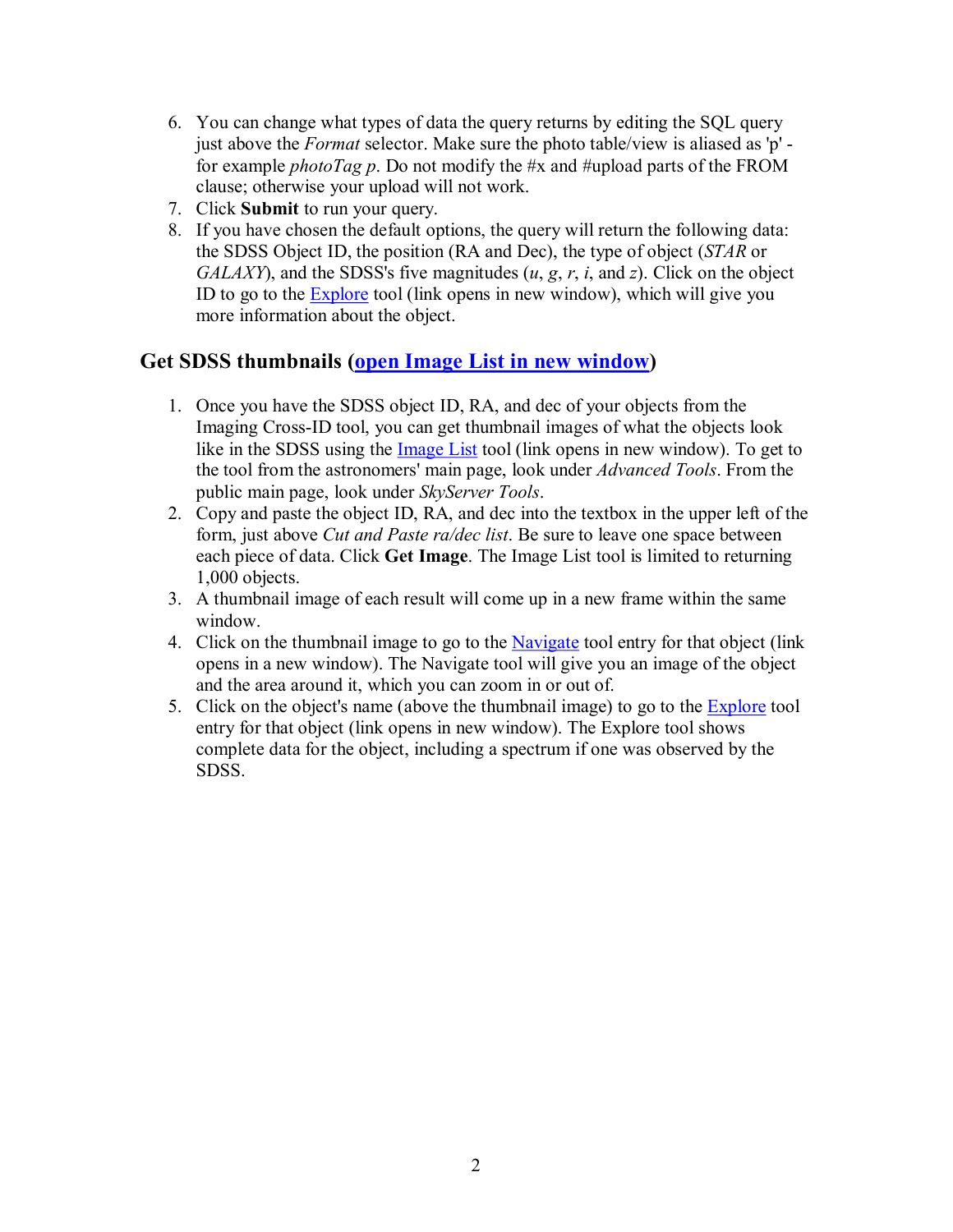6. You can change what types of data the query returns by editing the SQL query just above the *Format* selector. Make sure the photo table/view is aliased as 'p' - for example *photoTag p*. Do not modify the #x and #upload parts of the FROM clause; otherwise your upload will not work.
7. Click **Submit** to run your query.
8. If you have chosen the default options, the query will return the following data: the SDSS Object ID, the position (RA and Dec), the type of object (*STAR* or *GALAXY*), and the SDSS's five magnitudes (*u*, *g*, *r*, *i*, and *z*). Click on the object ID to go to the Explore tool (link opens in new window), which will give you more information about the object.

## Get SDSS thumbnails (open Image List in new window)

1. Once you have the SDSS object ID, RA, and dec of your objects from the Imaging Cross-ID tool, you can get thumbnail images of what the objects look like in the SDSS using the Image List tool (link opens in new window). To get to the tool from the astronomers' main page, look under *Advanced Tools*. From the public main page, look under *SkyServer Tools*.
2. Copy and paste the object ID, RA, and dec into the textbox in the upper left of the form, just above *Cut and Paste ra/dec list*. Be sure to leave one space between each piece of data. Click **Get Image**. The Image List tool is limited to returning 1,000 objects.
3. A thumbnail image of each result will come up in a new frame within the same window.
4. Click on the thumbnail image to go to the Navigate tool entry for that object (link opens in a new window). The Navigate tool will give you an image of the object and the area around it, which you can zoom in or out of.
5. Click on the object's name (above the thumbnail image) to go to the Explore tool entry for that object (link opens in new window). The Explore tool shows complete data for the object, including a spectrum if one was observed by the SDSS.